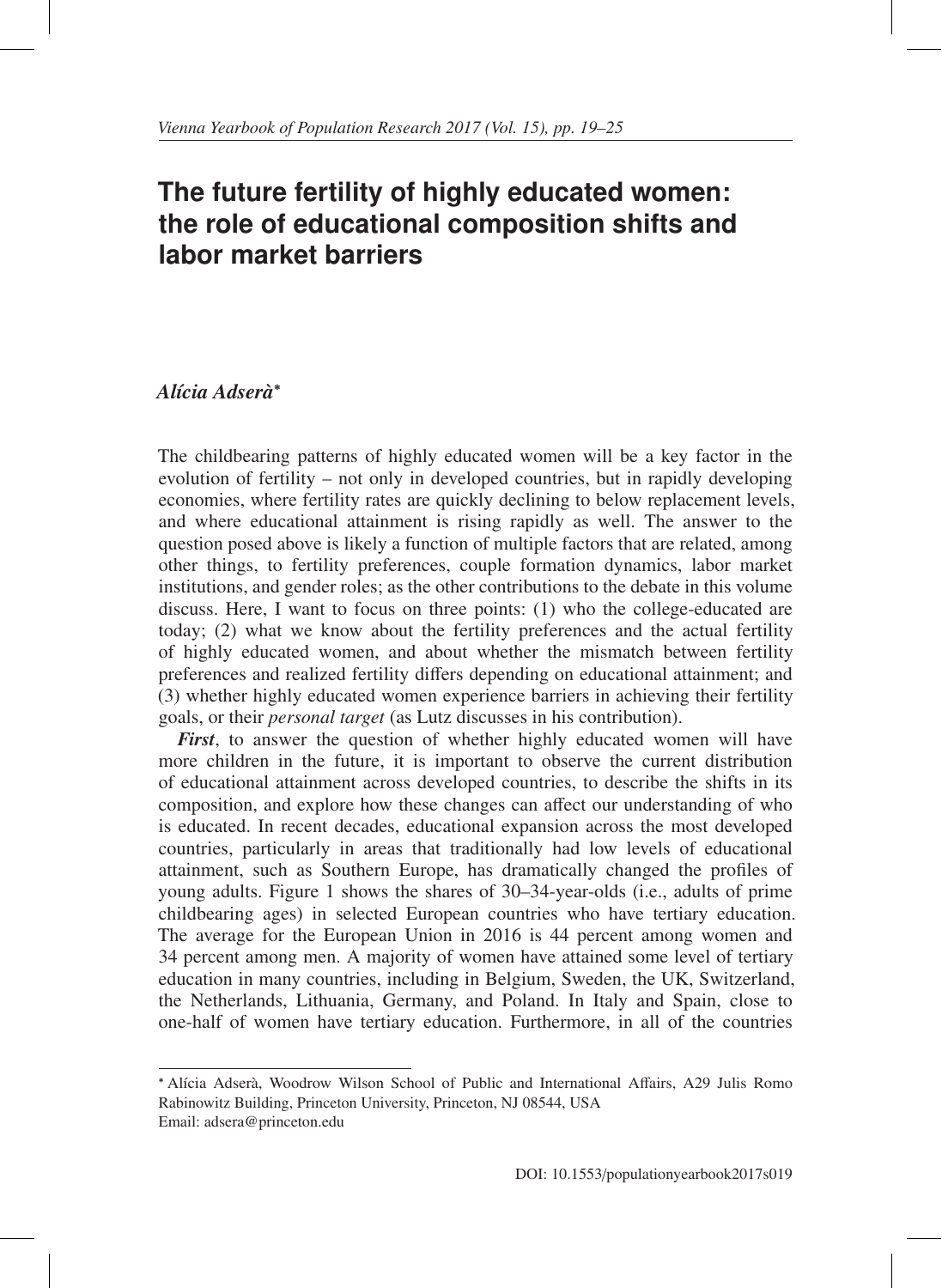# The future fertility of highly educated women: the role of educational composition shifts and labor market barriers

***Alícia Adserà****

The childbearing patterns of highly educated women will be a key factor in the evolution of fertility – not only in developed countries, but in rapidly developing economies, where fertility rates are quickly declining to below replacement levels, and where educational attainment is rising rapidly as well. The answer to the question posed above is likely a function of multiple factors that are related, among other things, to fertility preferences, couple formation dynamics, labor market institutions, and gender roles; as the other contributions to the debate in this volume discuss. Here, I want to focus on three points: (1) who the college-educated are today; (2) what we know about the fertility preferences and the actual fertility of highly educated women, and about whether the mismatch between fertility preferences and realized fertility differs depending on educational attainment; and (3) whether highly educated women experience barriers in achieving their fertility goals, or their *personal target* (as Lutz discusses in his contribution).

***First***, to answer the question of whether highly educated women will have more children in the future, it is important to observe the current distribution of educational attainment across developed countries, to describe the shifts in its composition, and explore how these changes can affect our understanding of who is educated. In recent decades, educational expansion across the most developed countries, particularly in areas that traditionally had low levels of educational attainment, such as Southern Europe, has dramatically changed the profiles of young adults. Figure 1 shows the shares of 30–34-year-olds (i.e., adults of prime childbearing ages) in selected European countries who have tertiary education. The average for the European Union in 2016 is 44 percent among women and 34 percent among men. A majority of women have attained some level of tertiary education in many countries, including in Belgium, Sweden, the UK, Switzerland, the Netherlands, Lithuania, Germany, and Poland. In Italy and Spain, close to one-half of women have tertiary education. Furthermore, in all of the countries

---

* Alícia Adserà, Woodrow Wilson School of Public and International Affairs, A29 Julis Romo Rabinowitz Building, Princeton University, Princeton, NJ 08544, USA
Email: adsera@princeton.edu

DOI: 10.1553/populationyearbook2017s019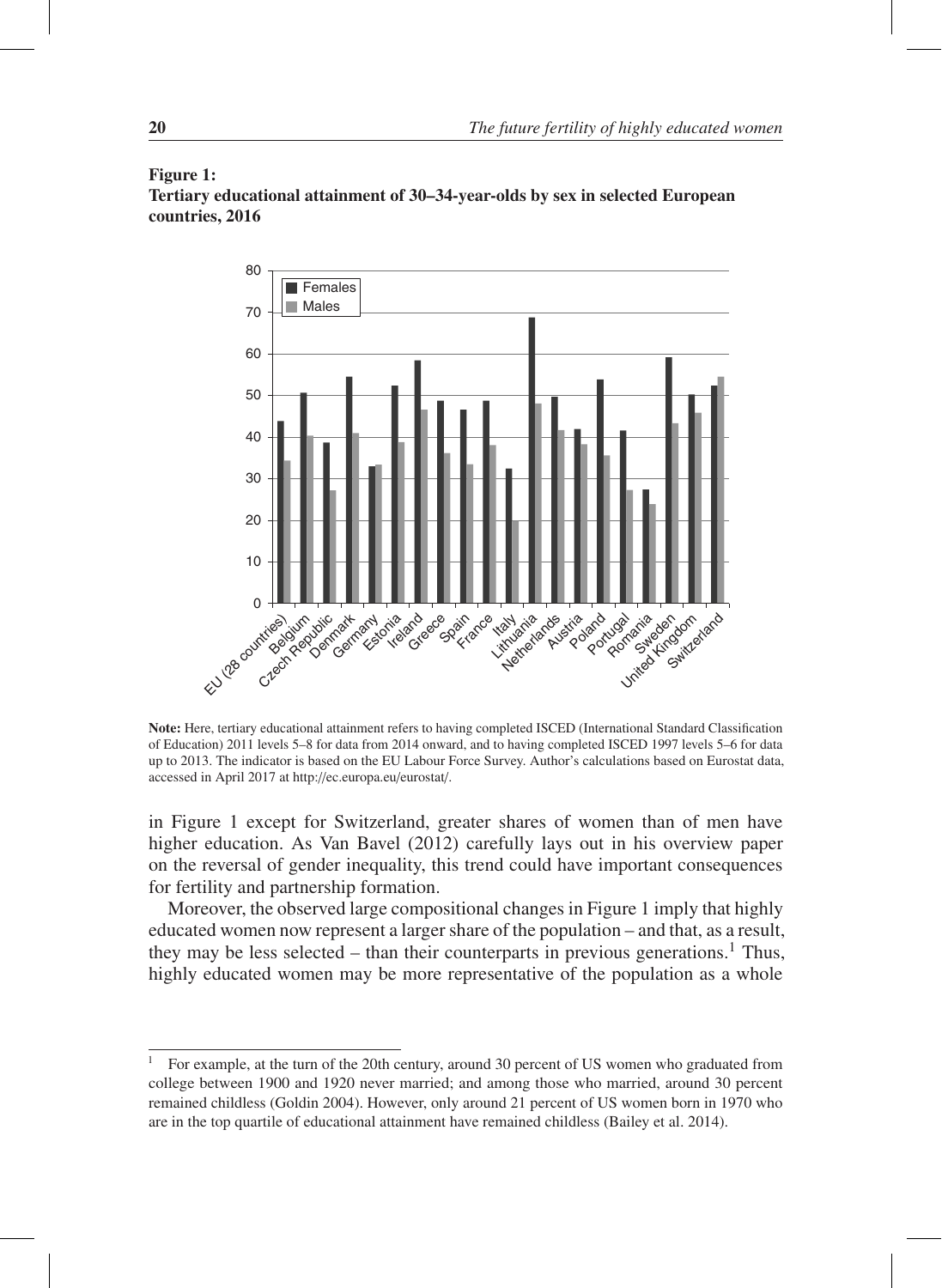**Figure 1:**
**Tertiary educational attainment of 30–34-year-olds by sex in selected European countries, 2016**

**Note:** Here, tertiary educational attainment refers to having completed ISCED (International Standard Classification of Education) 2011 levels 5–8 for data from 2014 onward, and to having completed ISCED 1997 levels 5–6 for data up to 2013. The indicator is based on the EU Labour Force Survey. Author's calculations based on Eurostat data, accessed in April 2017 at http://ec.europa.eu/eurostat/.

in Figure 1 except for Switzerland, greater shares of women than of men have higher education. As Van Bavel (2012) carefully lays out in his overview paper on the reversal of gender inequality, this trend could have important consequences for fertility and partnership formation.

Moreover, the observed large compositional changes in Figure 1 imply that highly educated women now represent a larger share of the population – and that, as a result, they may be less selected – than their counterparts in previous generations.[1] Thus, highly educated women may be more representative of the population as a whole

[1] For example, at the turn of the 20th century, around 30 percent of US women who graduated from college between 1900 and 1920 never married; and among those who married, around 30 percent remained childless (Goldin 2004). However, only around 21 percent of US women born in 1970 who are in the top quartile of educational attainment have remained childless (Bailey et al. 2014).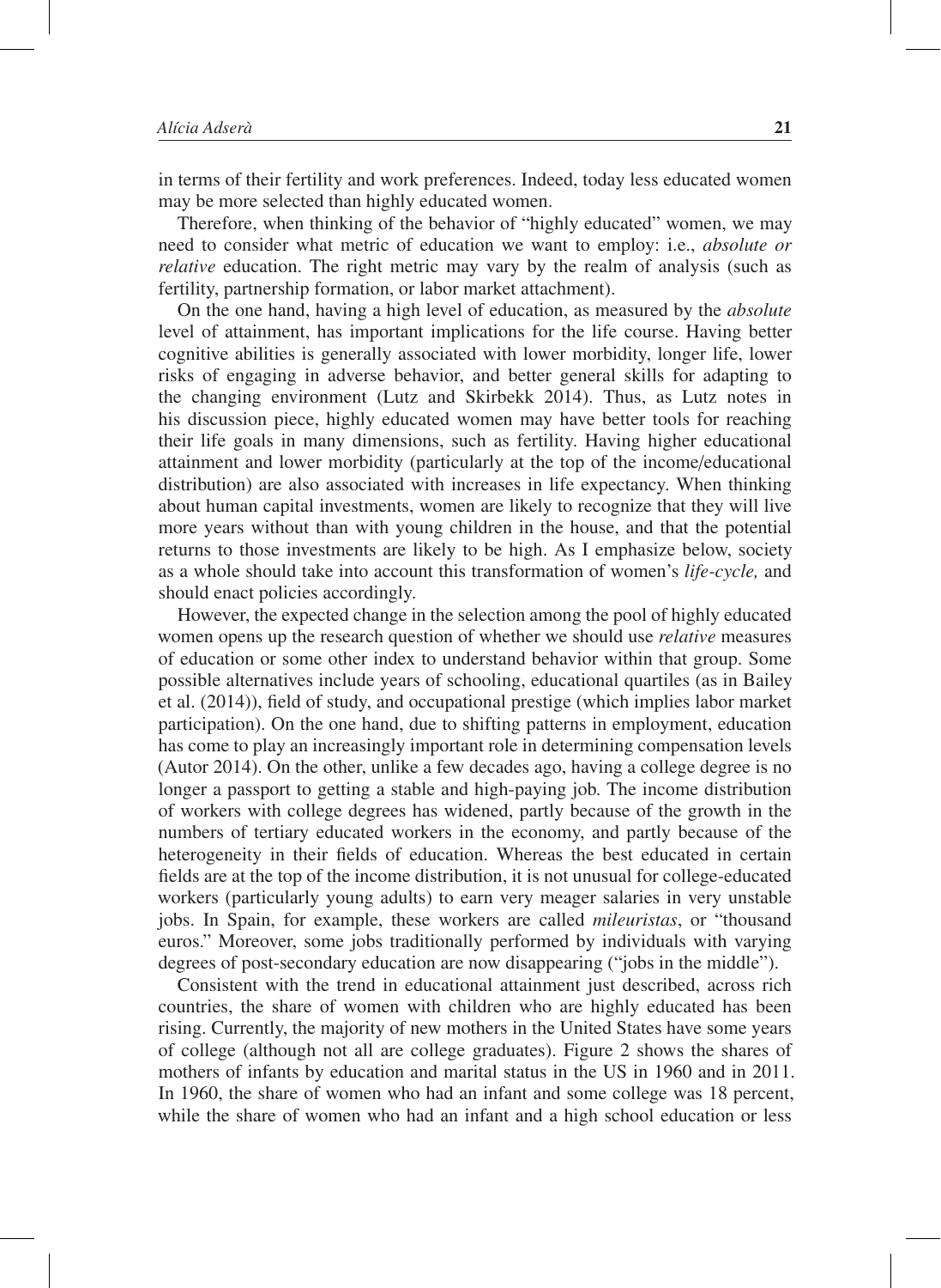in terms of their fertility and work preferences. Indeed, today less educated women may be more selected than highly educated women.

Therefore, when thinking of the behavior of "highly educated" women, we may need to consider what metric of education we want to employ: i.e., *absolute or relative* education. The right metric may vary by the realm of analysis (such as fertility, partnership formation, or labor market attachment).

On the one hand, having a high level of education, as measured by the *absolute* level of attainment, has important implications for the life course. Having better cognitive abilities is generally associated with lower morbidity, longer life, lower risks of engaging in adverse behavior, and better general skills for adapting to the changing environment (Lutz and Skirbekk 2014). Thus, as Lutz notes in his discussion piece, highly educated women may have better tools for reaching their life goals in many dimensions, such as fertility. Having higher educational attainment and lower morbidity (particularly at the top of the income/educational distribution) are also associated with increases in life expectancy. When thinking about human capital investments, women are likely to recognize that they will live more years without than with young children in the house, and that the potential returns to those investments are likely to be high. As I emphasize below, society as a whole should take into account this transformation of women's *life-cycle,* and should enact policies accordingly.

However, the expected change in the selection among the pool of highly educated women opens up the research question of whether we should use *relative* measures of education or some other index to understand behavior within that group. Some possible alternatives include years of schooling, educational quartiles (as in Bailey et al. (2014)), field of study, and occupational prestige (which implies labor market participation). On the one hand, due to shifting patterns in employment, education has come to play an increasingly important role in determining compensation levels (Autor 2014). On the other, unlike a few decades ago, having a college degree is no longer a passport to getting a stable and high-paying job. The income distribution of workers with college degrees has widened, partly because of the growth in the numbers of tertiary educated workers in the economy, and partly because of the heterogeneity in their fields of education. Whereas the best educated in certain fields are at the top of the income distribution, it is not unusual for college-educated workers (particularly young adults) to earn very meager salaries in very unstable jobs. In Spain, for example, these workers are called *mileuristas*, or "thousand euros." Moreover, some jobs traditionally performed by individuals with varying degrees of post-secondary education are now disappearing ("jobs in the middle").

Consistent with the trend in educational attainment just described, across rich countries, the share of women with children who are highly educated has been rising. Currently, the majority of new mothers in the United States have some years of college (although not all are college graduates). Figure 2 shows the shares of mothers of infants by education and marital status in the US in 1960 and in 2011. In 1960, the share of women who had an infant and some college was 18 percent, while the share of women who had an infant and a high school education or less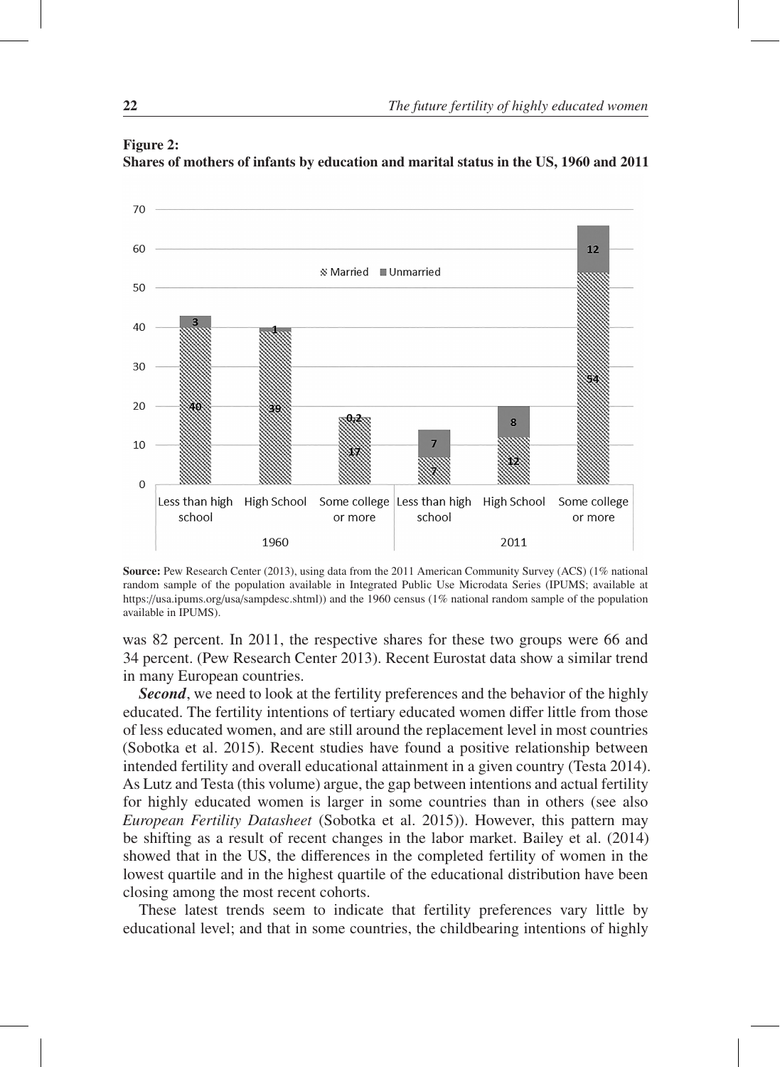**Figure 2:**
**Shares of mothers of infants by education and marital status in the US, 1960 and 2011**

| Year | Education | Married | Unmarried |
|---|---|---|---|
| 1960 | Less than high school | 40 | 3 |
| 1960 | High School | 39 | 1 |
| 1960 | Some college or more | 17 | 0,2 |
| 2011 | Less than high school | 7 | 7 |
| 2011 | High School | 12 | 8 |
| 2011 | Some college or more | 54 | 12 |

**Source:** Pew Research Center (2013), using data from the 2011 American Community Survey (ACS) (1% national random sample of the population available in Integrated Public Use Microdata Series (IPUMS; available at https://usa.ipums.org/usa/sampdesc.shtml)) and the 1960 census (1% national random sample of the population available in IPUMS).

was 82 percent. In 2011, the respective shares for these two groups were 66 and 34 percent. (Pew Research Center 2013). Recent Eurostat data show a similar trend in many European countries.

***Second***, we need to look at the fertility preferences and the behavior of the highly educated. The fertility intentions of tertiary educated women differ little from those of less educated women, and are still around the replacement level in most countries (Sobotka et al. 2015). Recent studies have found a positive relationship between intended fertility and overall educational attainment in a given country (Testa 2014). As Lutz and Testa (this volume) argue, the gap between intentions and actual fertility for highly educated women is larger in some countries than in others (see also *European Fertility Datasheet* (Sobotka et al. 2015)). However, this pattern may be shifting as a result of recent changes in the labor market. Bailey et al. (2014) showed that in the US, the differences in the completed fertility of women in the lowest quartile and in the highest quartile of the educational distribution have been closing among the most recent cohorts.

These latest trends seem to indicate that fertility preferences vary little by educational level; and that in some countries, the childbearing intentions of highly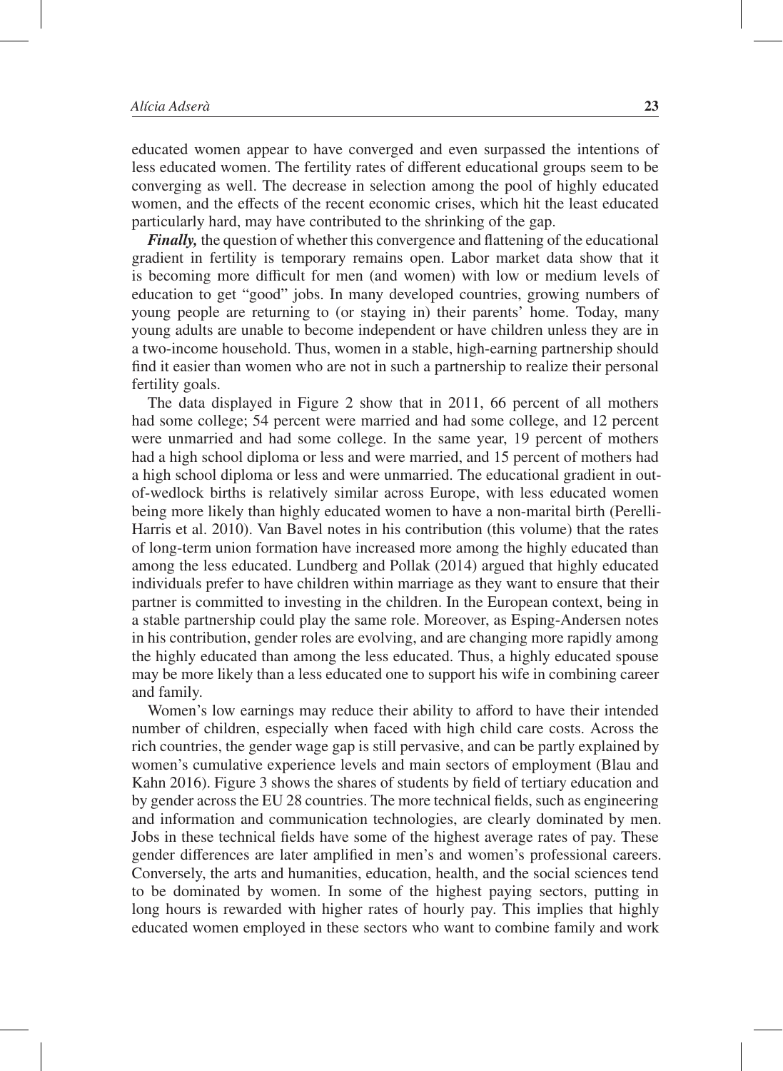educated women appear to have converged and even surpassed the intentions of less educated women. The fertility rates of different educational groups seem to be converging as well. The decrease in selection among the pool of highly educated women, and the effects of the recent economic crises, which hit the least educated particularly hard, may have contributed to the shrinking of the gap.

***Finally,*** the question of whether this convergence and flattening of the educational gradient in fertility is temporary remains open. Labor market data show that it is becoming more difficult for men (and women) with low or medium levels of education to get "good" jobs. In many developed countries, growing numbers of young people are returning to (or staying in) their parents' home. Today, many young adults are unable to become independent or have children unless they are in a two-income household. Thus, women in a stable, high-earning partnership should find it easier than women who are not in such a partnership to realize their personal fertility goals.

The data displayed in Figure 2 show that in 2011, 66 percent of all mothers had some college; 54 percent were married and had some college, and 12 percent were unmarried and had some college. In the same year, 19 percent of mothers had a high school diploma or less and were married, and 15 percent of mothers had a high school diploma or less and were unmarried. The educational gradient in out-of-wedlock births is relatively similar across Europe, with less educated women being more likely than highly educated women to have a non-marital birth (Perelli-Harris et al. 2010). Van Bavel notes in his contribution (this volume) that the rates of long-term union formation have increased more among the highly educated than among the less educated. Lundberg and Pollak (2014) argued that highly educated individuals prefer to have children within marriage as they want to ensure that their partner is committed to investing in the children. In the European context, being in a stable partnership could play the same role. Moreover, as Esping-Andersen notes in his contribution, gender roles are evolving, and are changing more rapidly among the highly educated than among the less educated. Thus, a highly educated spouse may be more likely than a less educated one to support his wife in combining career and family.

Women's low earnings may reduce their ability to afford to have their intended number of children, especially when faced with high child care costs. Across the rich countries, the gender wage gap is still pervasive, and can be partly explained by women's cumulative experience levels and main sectors of employment (Blau and Kahn 2016). Figure 3 shows the shares of students by field of tertiary education and by gender across the EU 28 countries. The more technical fields, such as engineering and information and communication technologies, are clearly dominated by men. Jobs in these technical fields have some of the highest average rates of pay. These gender differences are later amplified in men's and women's professional careers. Conversely, the arts and humanities, education, health, and the social sciences tend to be dominated by women. In some of the highest paying sectors, putting in long hours is rewarded with higher rates of hourly pay. This implies that highly educated women employed in these sectors who want to combine family and work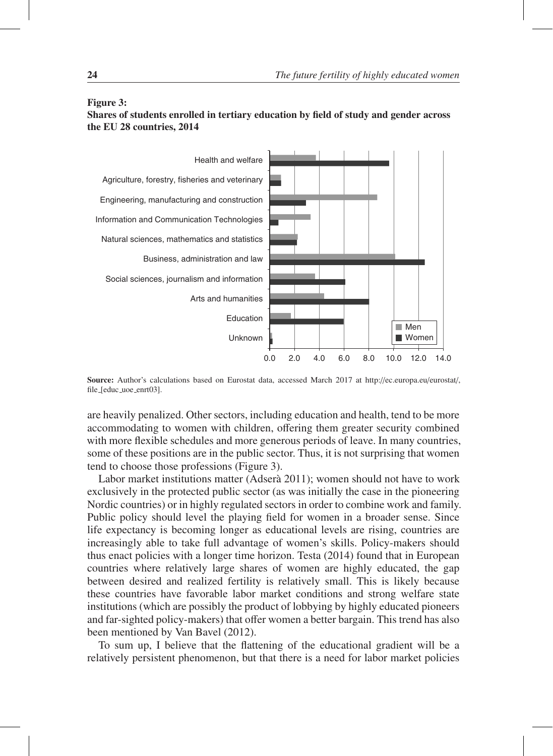**Figure 3:**
**Shares of students enrolled in tertiary education by field of study and gender across the EU 28 countries, 2014**

**Source:** Author's calculations based on Eurostat data, accessed March 2017 at http://ec.europa.eu/eurostat/, file_[educ_uoe_enrt03].

are heavily penalized. Other sectors, including education and health, tend to be more accommodating to women with children, offering them greater security combined with more flexible schedules and more generous periods of leave. In many countries, some of these positions are in the public sector. Thus, it is not surprising that women tend to choose those professions (Figure 3).

Labor market institutions matter (Adserà 2011); women should not have to work exclusively in the protected public sector (as was initially the case in the pioneering Nordic countries) or in highly regulated sectors in order to combine work and family. Public policy should level the playing field for women in a broader sense. Since life expectancy is becoming longer as educational levels are rising, countries are increasingly able to take full advantage of women's skills. Policy-makers should thus enact policies with a longer time horizon. Testa (2014) found that in European countries where relatively large shares of women are highly educated, the gap between desired and realized fertility is relatively small. This is likely because these countries have favorable labor market conditions and strong welfare state institutions (which are possibly the product of lobbying by highly educated pioneers and far-sighted policy-makers) that offer women a better bargain. This trend has also been mentioned by Van Bavel (2012).

To sum up, I believe that the flattening of the educational gradient will be a relatively persistent phenomenon, but that there is a need for labor market policies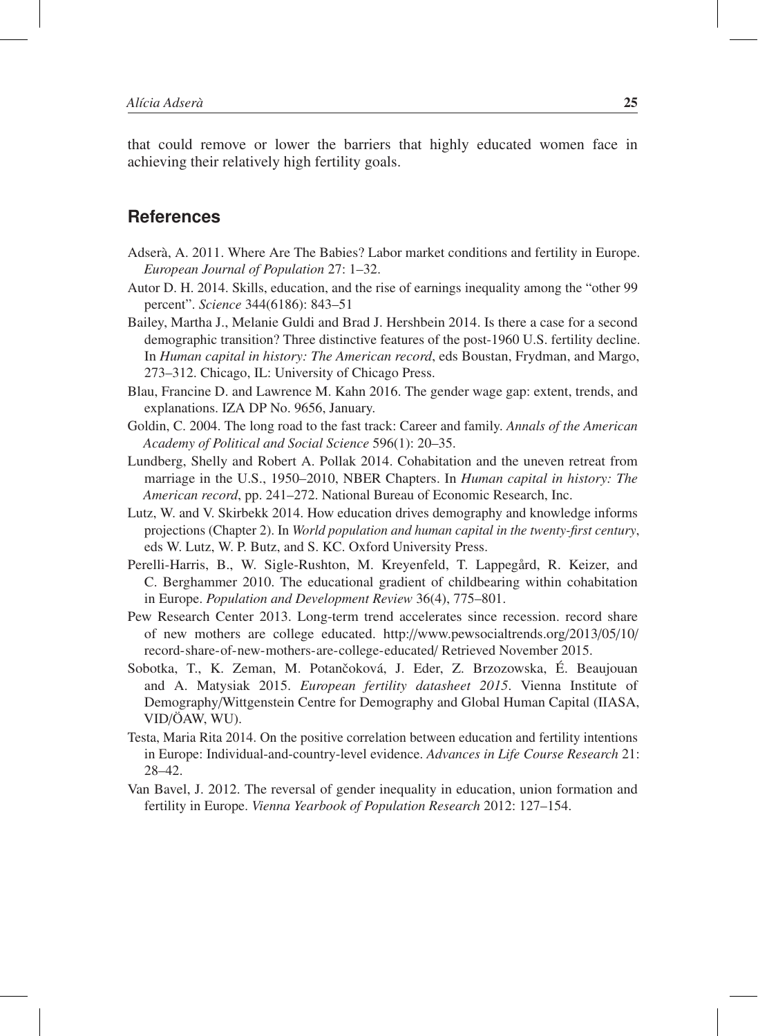that could remove or lower the barriers that highly educated women face in achieving their relatively high fertility goals.

## References

Adserà, A. 2011. Where Are The Babies? Labor market conditions and fertility in Europe. *European Journal of Population* 27: 1–32.

Autor D. H. 2014. Skills, education, and the rise of earnings inequality among the "other 99 percent". *Science* 344(6186): 843–51

Bailey, Martha J., Melanie Guldi and Brad J. Hershbein 2014. Is there a case for a second demographic transition? Three distinctive features of the post-1960 U.S. fertility decline. In *Human capital in history: The American record*, eds Boustan, Frydman, and Margo, 273–312. Chicago, IL: University of Chicago Press.

Blau, Francine D. and Lawrence M. Kahn 2016. The gender wage gap: extent, trends, and explanations. IZA DP No. 9656, January.

Goldin, C. 2004. The long road to the fast track: Career and family. *Annals of the American Academy of Political and Social Science* 596(1): 20–35.

Lundberg, Shelly and Robert A. Pollak 2014. Cohabitation and the uneven retreat from marriage in the U.S., 1950–2010, NBER Chapters. In *Human capital in history: The American record*, pp. 241–272. National Bureau of Economic Research, Inc.

Lutz, W. and V. Skirbekk 2014. How education drives demography and knowledge informs projections (Chapter 2). In *World population and human capital in the twenty-first century*, eds W. Lutz, W. P. Butz, and S. KC. Oxford University Press.

Perelli-Harris, B., W. Sigle-Rushton, M. Kreyenfeld, T. Lappegård, R. Keizer, and C. Berghammer 2010. The educational gradient of childbearing within cohabitation in Europe. *Population and Development Review* 36(4), 775–801.

Pew Research Center 2013. Long-term trend accelerates since recession. record share of new mothers are college educated. http://www.pewsocialtrends.org/2013/05/10/record-share-of-new-mothers-are-college-educated/ Retrieved November 2015.

Sobotka, T., K. Zeman, M. Potančoková, J. Eder, Z. Brzozowska, É. Beaujouan and A. Matysiak 2015. *European fertility datasheet 2015*. Vienna Institute of Demography/Wittgenstein Centre for Demography and Global Human Capital (IIASA, VID/ÖAW, WU).

Testa, Maria Rita 2014. On the positive correlation between education and fertility intentions in Europe: Individual-and-country-level evidence. *Advances in Life Course Research* 21: 28–42.

Van Bavel, J. 2012. The reversal of gender inequality in education, union formation and fertility in Europe. *Vienna Yearbook of Population Research* 2012: 127–154.